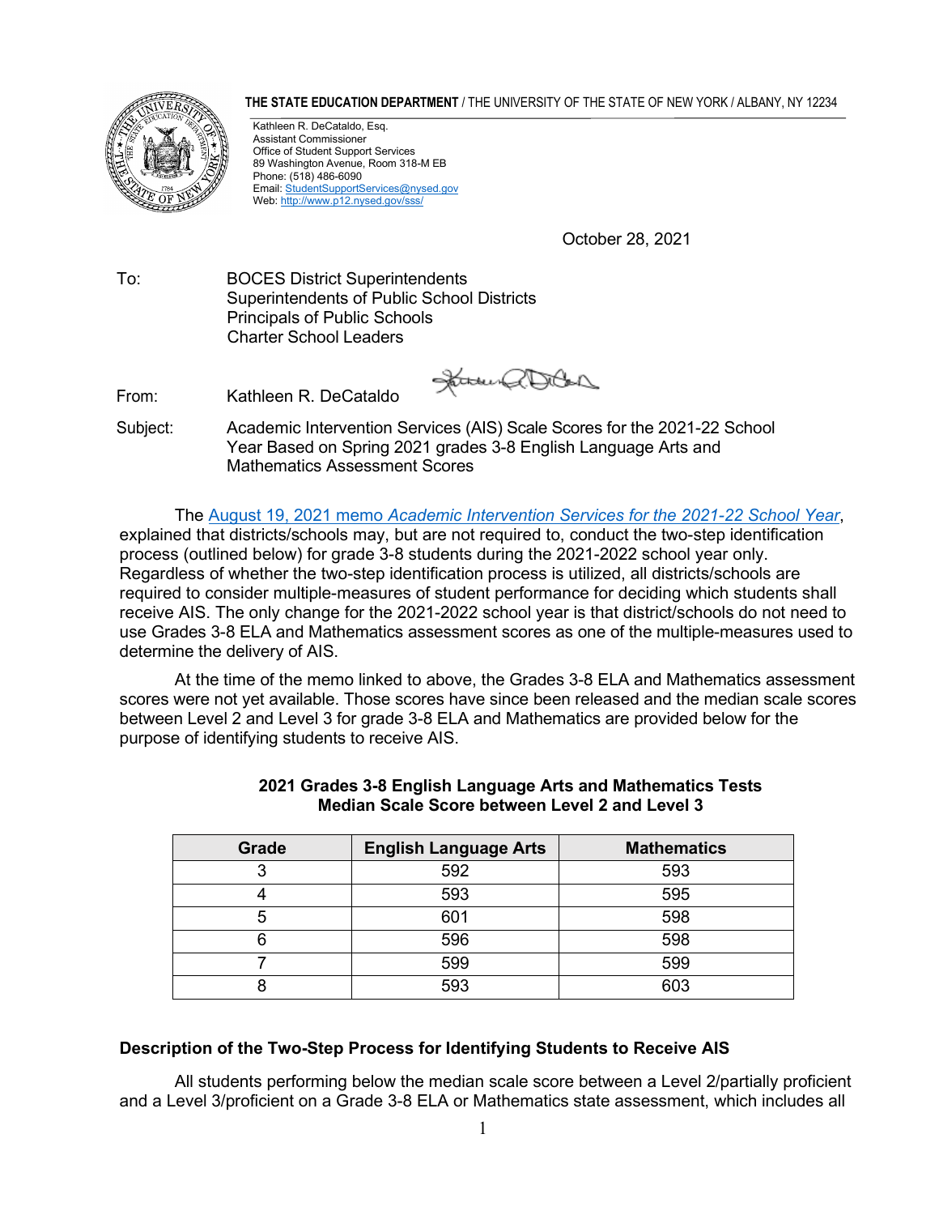**THE STATE EDUCATION DEPARTMENT** / THE UNIVERSITY OF THE STATE OF NEW YORK / ALBANY, NY 12234

Kathleen R. DeCataldo, Esq.
Assistant Commissioner
Office of Student Support Services
89 Washington Avenue, Room 318-M EB
Phone: (518) 486-6090
Email: [StudentSupportServices@nysed.gov](mailto:StudentSupportServices@nysed.gov)
Web: [http://www.p12.nysed.gov/sss/](http://www.p12.nysed.gov/sss/)

October 28, 2021

To: BOCES District Superintendents
Superintendents of Public School Districts
Principals of Public Schools
Charter School Leaders

From: Kathleen R. DeCataldo

Subject: Academic Intervention Services (AIS) Scale Scores for the 2021-22 School Year Based on Spring 2021 grades 3-8 English Language Arts and Mathematics Assessment Scores

The August 19, 2021 memo *Academic Intervention Services for the 2021-22 School Year*, explained that districts/schools may, but are not required to, conduct the two-step identification process (outlined below) for grade 3-8 students during the 2021-2022 school year only. Regardless of whether the two-step identification process is utilized, all districts/schools are required to consider multiple-measures of student performance for deciding which students shall receive AIS. The only change for the 2021-2022 school year is that district/schools do not need to use Grades 3-8 ELA and Mathematics assessment scores as one of the multiple-measures used to determine the delivery of AIS.

At the time of the memo linked to above, the Grades 3-8 ELA and Mathematics assessment scores were not yet available. Those scores have since been released and the median scale scores between Level 2 and Level 3 for grade 3-8 ELA and Mathematics are provided below for the purpose of identifying students to receive AIS.

**2021 Grades 3-8 English Language Arts and Mathematics Tests Median Scale Score between Level 2 and Level 3**

| Grade | English Language Arts | Mathematics |
|---|---|---|
| 3 | 592 | 593 |
| 4 | 593 | 595 |
| 5 | 601 | 598 |
| 6 | 596 | 598 |
| 7 | 599 | 599 |
| 8 | 593 | 603 |

## Description of the Two-Step Process for Identifying Students to Receive AIS

All students performing below the median scale score between a Level 2/partially proficient and a Level 3/proficient on a Grade 3-8 ELA or Mathematics state assessment, which includes all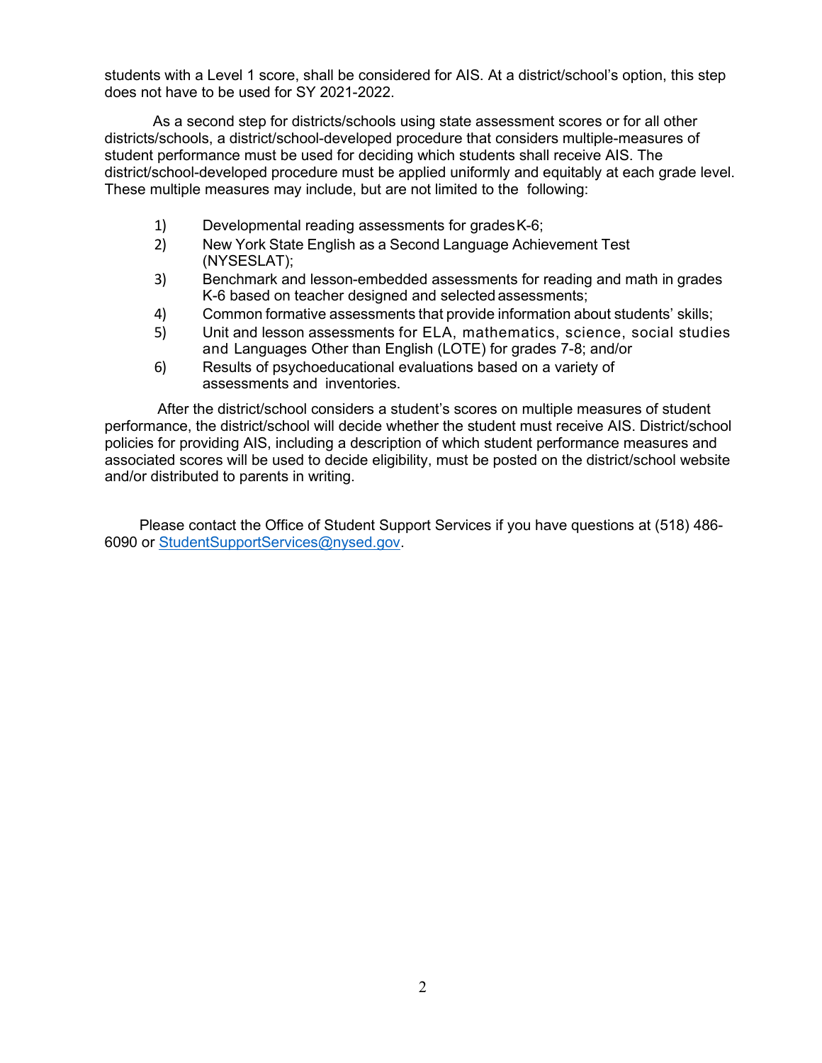students with a Level 1 score, shall be considered for AIS. At a district/school's option, this step does not have to be used for SY 2021-2022.

As a second step for districts/schools using state assessment scores or for all other districts/schools, a district/school-developed procedure that considers multiple-measures of student performance must be used for deciding which students shall receive AIS. The district/school-developed procedure must be applied uniformly and equitably at each grade level. These multiple measures may include, but are not limited to the following:

1) Developmental reading assessments for grades K-6;
2) New York State English as a Second Language Achievement Test (NYSESLAT);
3) Benchmark and lesson-embedded assessments for reading and math in grades K-6 based on teacher designed and selected assessments;
4) Common formative assessments that provide information about students' skills;
5) Unit and lesson assessments for ELA, mathematics, science, social studies and Languages Other than English (LOTE) for grades 7-8; and/or
6) Results of psychoeducational evaluations based on a variety of assessments and inventories.

After the district/school considers a student's scores on multiple measures of student performance, the district/school will decide whether the student must receive AIS. District/school policies for providing AIS, including a description of which student performance measures and associated scores will be used to decide eligibility, must be posted on the district/school website and/or distributed to parents in writing.

Please contact the Office of Student Support Services if you have questions at (518) 486-6090 or StudentSupportServices@nysed.gov.